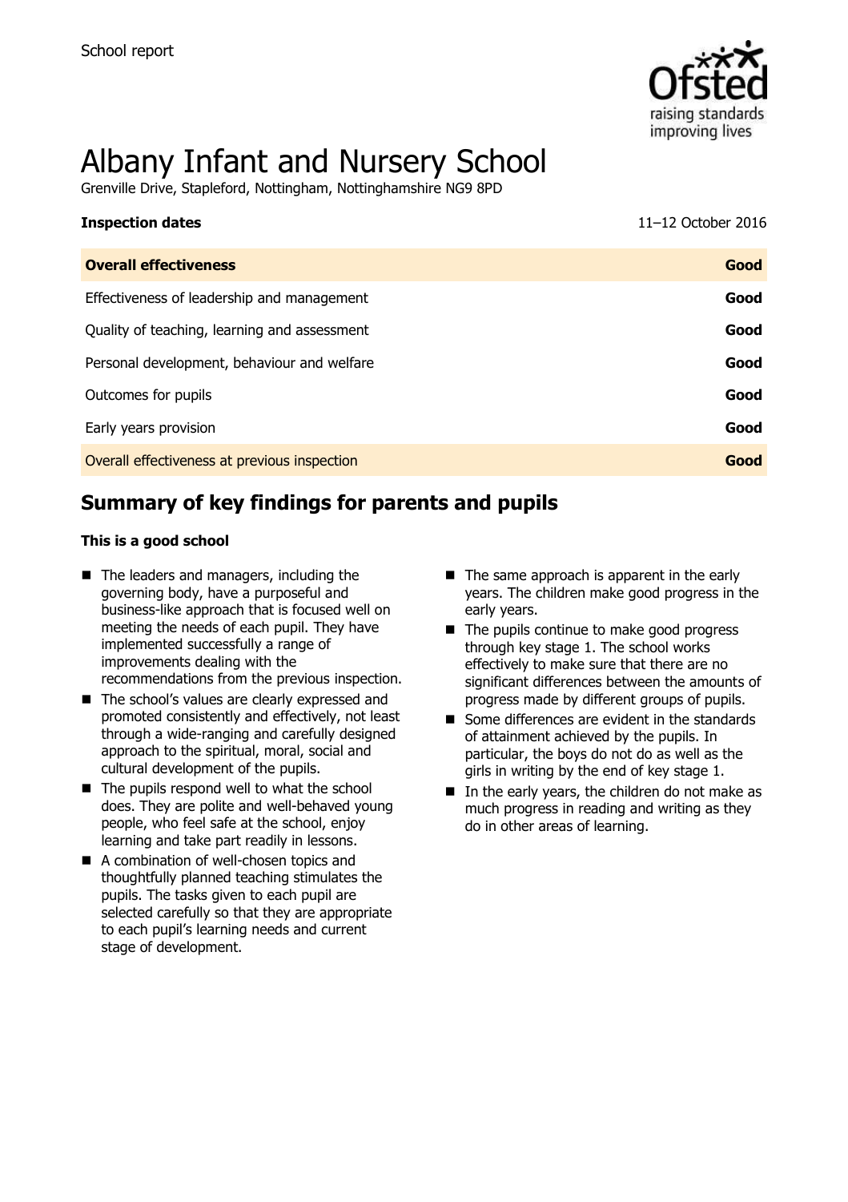School report

# Albany Infant and Nursery School

Grenville Drive, Stapleford, Nottingham, Nottinghamshire NG9 8PD

| **Inspection dates** | 11–12 October 2016 |
| --- | --- |
| **Overall effectiveness** | **Good** |
| Effectiveness of leadership and management | **Good** |
| Quality of teaching, learning and assessment | **Good** |
| Personal development, behaviour and welfare | **Good** |
| Outcomes for pupils | **Good** |
| Early years provision | **Good** |
| Overall effectiveness at previous inspection | **Good** |

## Summary of key findings for parents and pupils

**This is a good school**

- The leaders and managers, including the governing body, have a purposeful and business-like approach that is focused well on meeting the needs of each pupil. They have implemented successfully a range of improvements dealing with the recommendations from the previous inspection.
- The school's values are clearly expressed and promoted consistently and effectively, not least through a wide-ranging and carefully designed approach to the spiritual, moral, social and cultural development of the pupils.
- The pupils respond well to what the school does. They are polite and well-behaved young people, who feel safe at the school, enjoy learning and take part readily in lessons.
- A combination of well-chosen topics and thoughtfully planned teaching stimulates the pupils. The tasks given to each pupil are selected carefully so that they are appropriate to each pupil's learning needs and current stage of development.
- The same approach is apparent in the early years. The children make good progress in the early years.
- The pupils continue to make good progress through key stage 1. The school works effectively to make sure that there are no significant differences between the amounts of progress made by different groups of pupils.
- Some differences are evident in the standards of attainment achieved by the pupils. In particular, the boys do not do as well as the girls in writing by the end of key stage 1.
- In the early years, the children do not make as much progress in reading and writing as they do in other areas of learning.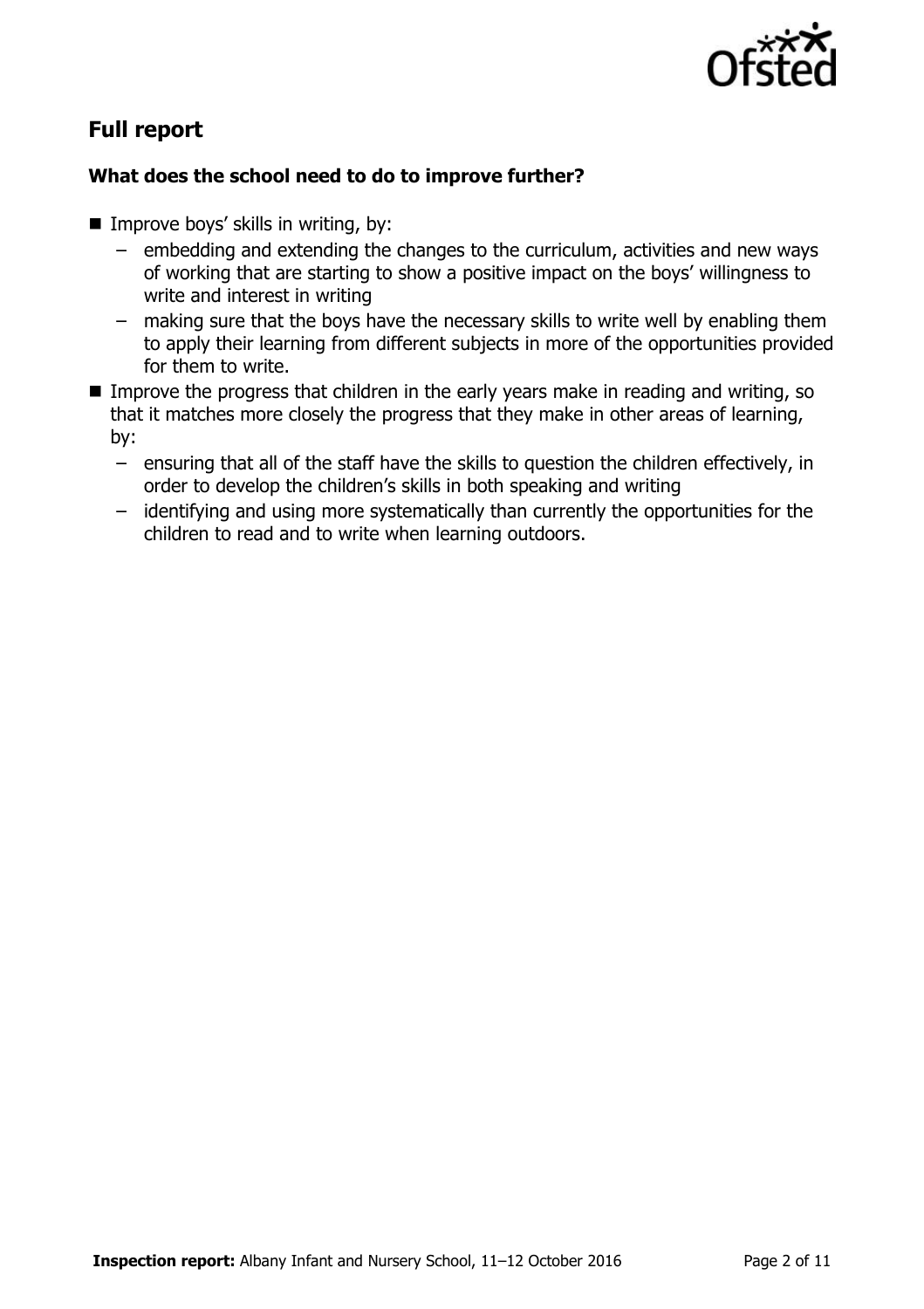## Full report

### What does the school need to do to improve further?

- Improve boys' skills in writing, by:
  - embedding and extending the changes to the curriculum, activities and new ways of working that are starting to show a positive impact on the boys' willingness to write and interest in writing
  - making sure that the boys have the necessary skills to write well by enabling them to apply their learning from different subjects in more of the opportunities provided for them to write.
- Improve the progress that children in the early years make in reading and writing, so that it matches more closely the progress that they make in other areas of learning, by:
  - ensuring that all of the staff have the skills to question the children effectively, in order to develop the children's skills in both speaking and writing
  - identifying and using more systematically than currently the opportunities for the children to read and to write when learning outdoors.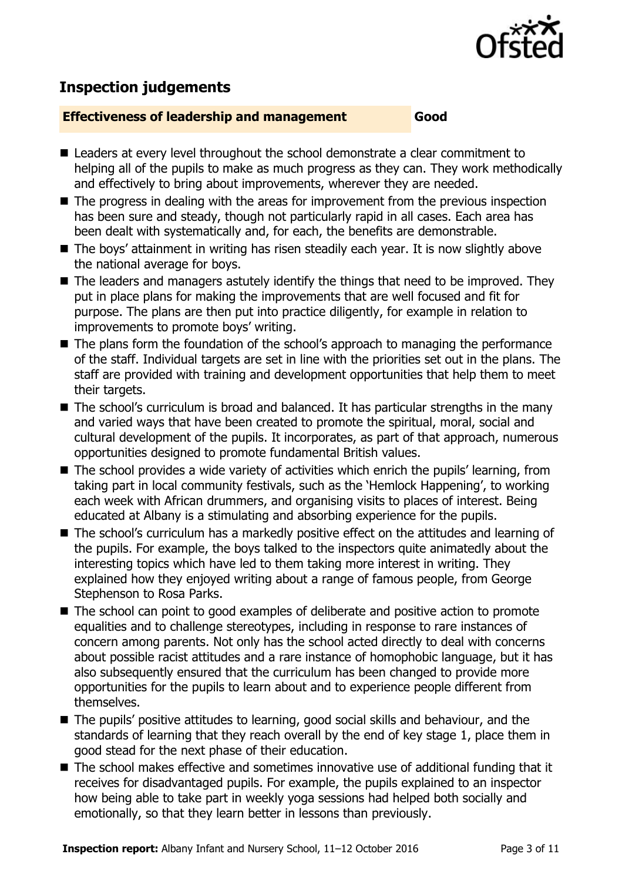## Inspection judgements

| **Effectiveness of leadership and management** | **Good** |
|---|---|

- Leaders at every level throughout the school demonstrate a clear commitment to helping all of the pupils to make as much progress as they can. They work methodically and effectively to bring about improvements, wherever they are needed.
- The progress in dealing with the areas for improvement from the previous inspection has been sure and steady, though not particularly rapid in all cases. Each area has been dealt with systematically and, for each, the benefits are demonstrable.
- The boys' attainment in writing has risen steadily each year. It is now slightly above the national average for boys.
- The leaders and managers astutely identify the things that need to be improved. They put in place plans for making the improvements that are well focused and fit for purpose. The plans are then put into practice diligently, for example in relation to improvements to promote boys' writing.
- The plans form the foundation of the school's approach to managing the performance of the staff. Individual targets are set in line with the priorities set out in the plans. The staff are provided with training and development opportunities that help them to meet their targets.
- The school's curriculum is broad and balanced. It has particular strengths in the many and varied ways that have been created to promote the spiritual, moral, social and cultural development of the pupils. It incorporates, as part of that approach, numerous opportunities designed to promote fundamental British values.
- The school provides a wide variety of activities which enrich the pupils' learning, from taking part in local community festivals, such as the 'Hemlock Happening', to working each week with African drummers, and organising visits to places of interest. Being educated at Albany is a stimulating and absorbing experience for the pupils.
- The school's curriculum has a markedly positive effect on the attitudes and learning of the pupils. For example, the boys talked to the inspectors quite animatedly about the interesting topics which have led to them taking more interest in writing. They explained how they enjoyed writing about a range of famous people, from George Stephenson to Rosa Parks.
- The school can point to good examples of deliberate and positive action to promote equalities and to challenge stereotypes, including in response to rare instances of concern among parents. Not only has the school acted directly to deal with concerns about possible racist attitudes and a rare instance of homophobic language, but it has also subsequently ensured that the curriculum has been changed to provide more opportunities for the pupils to learn about and to experience people different from themselves.
- The pupils' positive attitudes to learning, good social skills and behaviour, and the standards of learning that they reach overall by the end of key stage 1, place them in good stead for the next phase of their education.
- The school makes effective and sometimes innovative use of additional funding that it receives for disadvantaged pupils. For example, the pupils explained to an inspector how being able to take part in weekly yoga sessions had helped both socially and emotionally, so that they learn better in lessons than previously.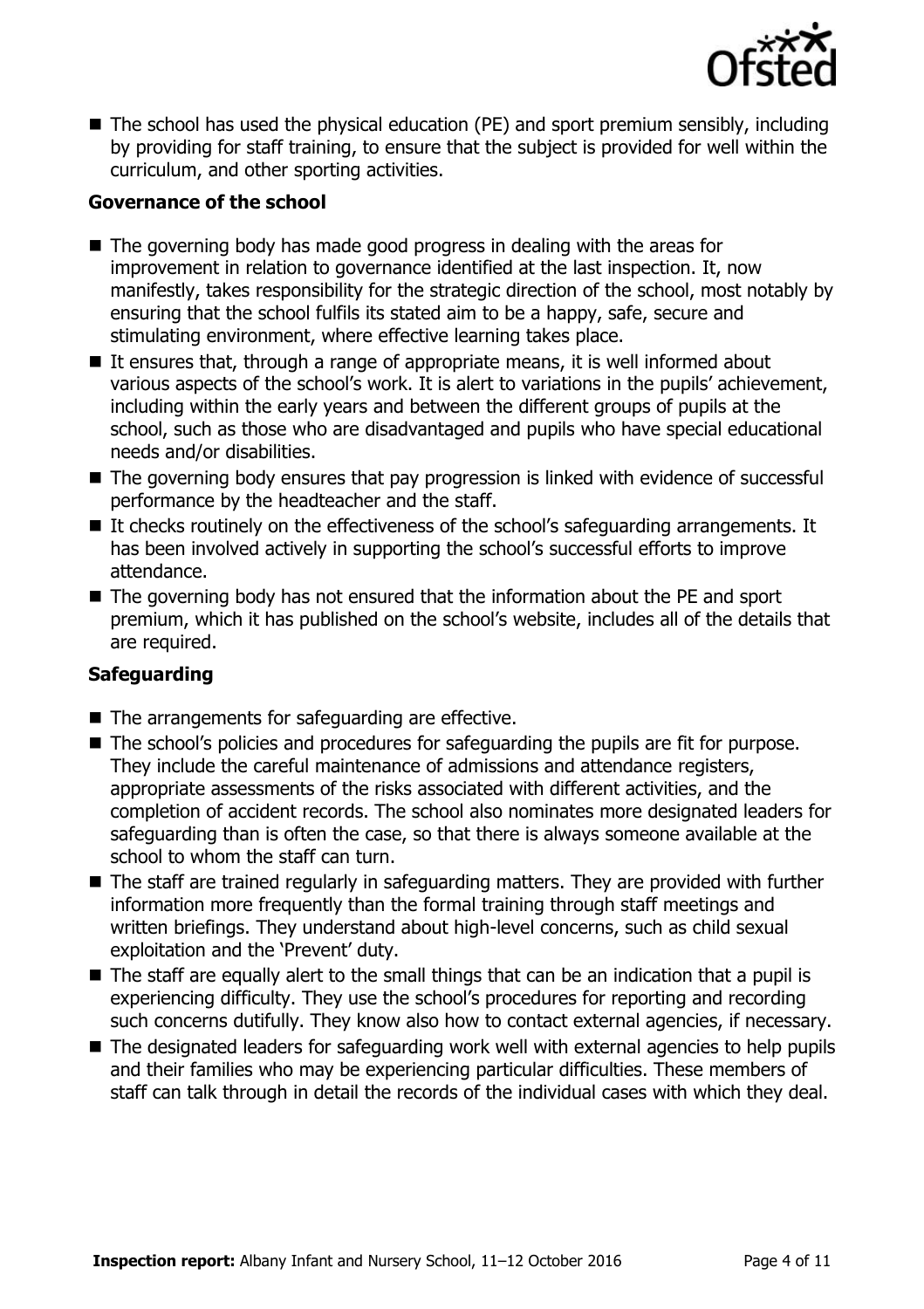- The school has used the physical education (PE) and sport premium sensibly, including by providing for staff training, to ensure that the subject is provided for well within the curriculum, and other sporting activities.

### Governance of the school

- The governing body has made good progress in dealing with the areas for improvement in relation to governance identified at the last inspection. It, now manifestly, takes responsibility for the strategic direction of the school, most notably by ensuring that the school fulfils its stated aim to be a happy, safe, secure and stimulating environment, where effective learning takes place.
- It ensures that, through a range of appropriate means, it is well informed about various aspects of the school's work. It is alert to variations in the pupils' achievement, including within the early years and between the different groups of pupils at the school, such as those who are disadvantaged and pupils who have special educational needs and/or disabilities.
- The governing body ensures that pay progression is linked with evidence of successful performance by the headteacher and the staff.
- It checks routinely on the effectiveness of the school's safeguarding arrangements. It has been involved actively in supporting the school's successful efforts to improve attendance.
- The governing body has not ensured that the information about the PE and sport premium, which it has published on the school's website, includes all of the details that are required.

### Safeguarding

- The arrangements for safeguarding are effective.
- The school's policies and procedures for safeguarding the pupils are fit for purpose. They include the careful maintenance of admissions and attendance registers, appropriate assessments of the risks associated with different activities, and the completion of accident records. The school also nominates more designated leaders for safeguarding than is often the case, so that there is always someone available at the school to whom the staff can turn.
- The staff are trained regularly in safeguarding matters. They are provided with further information more frequently than the formal training through staff meetings and written briefings. They understand about high-level concerns, such as child sexual exploitation and the 'Prevent' duty.
- The staff are equally alert to the small things that can be an indication that a pupil is experiencing difficulty. They use the school's procedures for reporting and recording such concerns dutifully. They know also how to contact external agencies, if necessary.
- The designated leaders for safeguarding work well with external agencies to help pupils and their families who may be experiencing particular difficulties. These members of staff can talk through in detail the records of the individual cases with which they deal.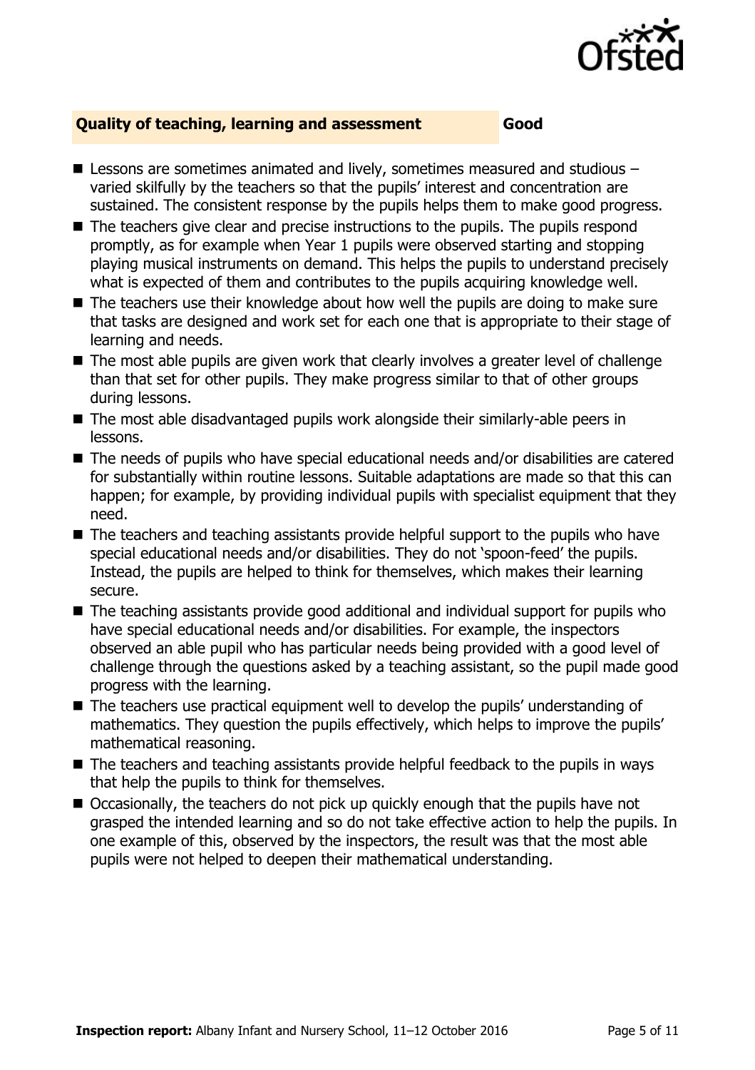## Quality of teaching, learning and assessment — Good

- Lessons are sometimes animated and lively, sometimes measured and studious – varied skilfully by the teachers so that the pupils' interest and concentration are sustained. The consistent response by the pupils helps them to make good progress.
- The teachers give clear and precise instructions to the pupils. The pupils respond promptly, as for example when Year 1 pupils were observed starting and stopping playing musical instruments on demand. This helps the pupils to understand precisely what is expected of them and contributes to the pupils acquiring knowledge well.
- The teachers use their knowledge about how well the pupils are doing to make sure that tasks are designed and work set for each one that is appropriate to their stage of learning and needs.
- The most able pupils are given work that clearly involves a greater level of challenge than that set for other pupils. They make progress similar to that of other groups during lessons.
- The most able disadvantaged pupils work alongside their similarly-able peers in lessons.
- The needs of pupils who have special educational needs and/or disabilities are catered for substantially within routine lessons. Suitable adaptations are made so that this can happen; for example, by providing individual pupils with specialist equipment that they need.
- The teachers and teaching assistants provide helpful support to the pupils who have special educational needs and/or disabilities. They do not 'spoon-feed' the pupils. Instead, the pupils are helped to think for themselves, which makes their learning secure.
- The teaching assistants provide good additional and individual support for pupils who have special educational needs and/or disabilities. For example, the inspectors observed an able pupil who has particular needs being provided with a good level of challenge through the questions asked by a teaching assistant, so the pupil made good progress with the learning.
- The teachers use practical equipment well to develop the pupils' understanding of mathematics. They question the pupils effectively, which helps to improve the pupils' mathematical reasoning.
- The teachers and teaching assistants provide helpful feedback to the pupils in ways that help the pupils to think for themselves.
- Occasionally, the teachers do not pick up quickly enough that the pupils have not grasped the intended learning and so do not take effective action to help the pupils. In one example of this, observed by the inspectors, the result was that the most able pupils were not helped to deepen their mathematical understanding.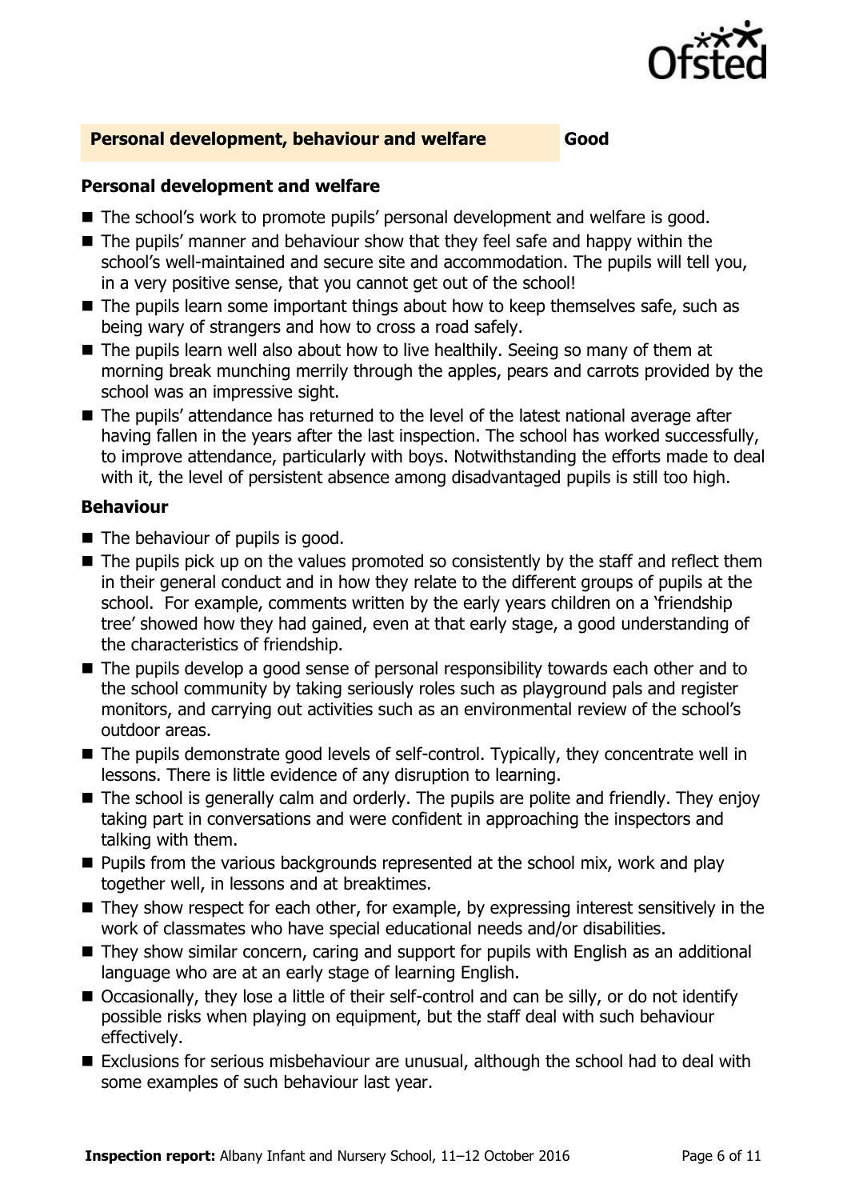## Personal development, behaviour and welfare — Good

### Personal development and welfare

- The school's work to promote pupils' personal development and welfare is good.
- The pupils' manner and behaviour show that they feel safe and happy within the school's well-maintained and secure site and accommodation. The pupils will tell you, in a very positive sense, that you cannot get out of the school!
- The pupils learn some important things about how to keep themselves safe, such as being wary of strangers and how to cross a road safely.
- The pupils learn well also about how to live healthily. Seeing so many of them at morning break munching merrily through the apples, pears and carrots provided by the school was an impressive sight.
- The pupils' attendance has returned to the level of the latest national average after having fallen in the years after the last inspection. The school has worked successfully, to improve attendance, particularly with boys. Notwithstanding the efforts made to deal with it, the level of persistent absence among disadvantaged pupils is still too high.

### Behaviour

- The behaviour of pupils is good.
- The pupils pick up on the values promoted so consistently by the staff and reflect them in their general conduct and in how they relate to the different groups of pupils at the school. For example, comments written by the early years children on a 'friendship tree' showed how they had gained, even at that early stage, a good understanding of the characteristics of friendship.
- The pupils develop a good sense of personal responsibility towards each other and to the school community by taking seriously roles such as playground pals and register monitors, and carrying out activities such as an environmental review of the school's outdoor areas.
- The pupils demonstrate good levels of self-control. Typically, they concentrate well in lessons. There is little evidence of any disruption to learning.
- The school is generally calm and orderly. The pupils are polite and friendly. They enjoy taking part in conversations and were confident in approaching the inspectors and talking with them.
- Pupils from the various backgrounds represented at the school mix, work and play together well, in lessons and at breaktimes.
- They show respect for each other, for example, by expressing interest sensitively in the work of classmates who have special educational needs and/or disabilities.
- They show similar concern, caring and support for pupils with English as an additional language who are at an early stage of learning English.
- Occasionally, they lose a little of their self-control and can be silly, or do not identify possible risks when playing on equipment, but the staff deal with such behaviour effectively.
- Exclusions for serious misbehaviour are unusual, although the school had to deal with some examples of such behaviour last year.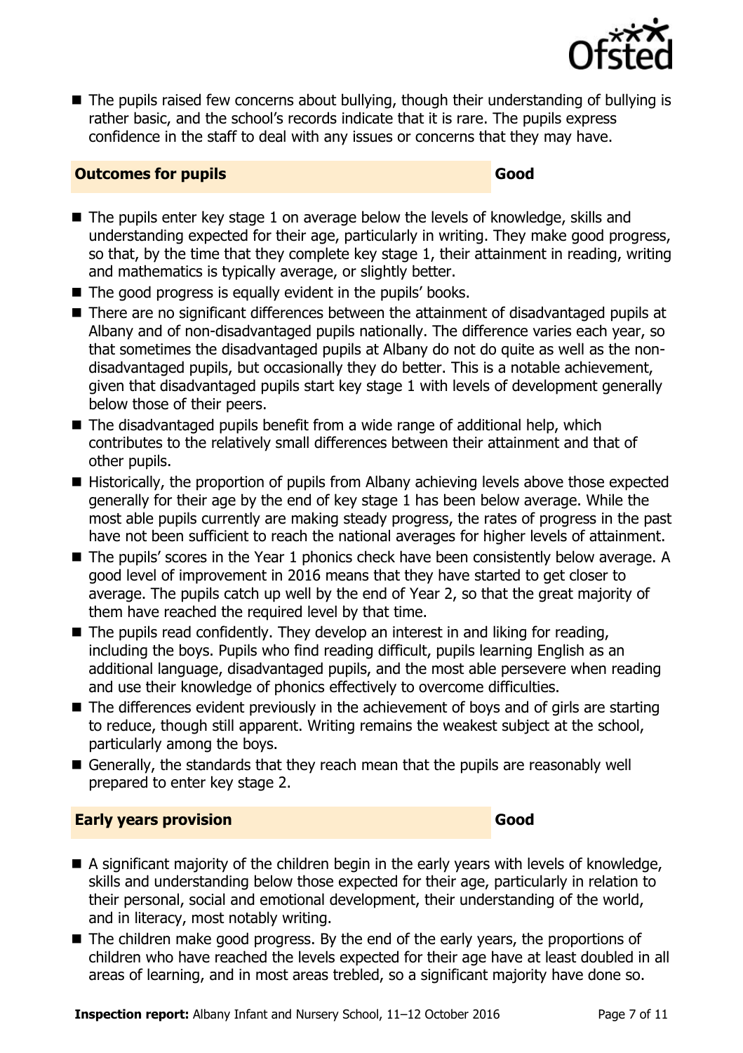- The pupils raised few concerns about bullying, though their understanding of bullying is rather basic, and the school's records indicate that it is rare. The pupils express confidence in the staff to deal with any issues or concerns that they may have.

## Outcomes for pupils — Good

- The pupils enter key stage 1 on average below the levels of knowledge, skills and understanding expected for their age, particularly in writing. They make good progress, so that, by the time that they complete key stage 1, their attainment in reading, writing and mathematics is typically average, or slightly better.
- The good progress is equally evident in the pupils' books.
- There are no significant differences between the attainment of disadvantaged pupils at Albany and of non-disadvantaged pupils nationally. The difference varies each year, so that sometimes the disadvantaged pupils at Albany do not do quite as well as the non-disadvantaged pupils, but occasionally they do better. This is a notable achievement, given that disadvantaged pupils start key stage 1 with levels of development generally below those of their peers.
- The disadvantaged pupils benefit from a wide range of additional help, which contributes to the relatively small differences between their attainment and that of other pupils.
- Historically, the proportion of pupils from Albany achieving levels above those expected generally for their age by the end of key stage 1 has been below average. While the most able pupils currently are making steady progress, the rates of progress in the past have not been sufficient to reach the national averages for higher levels of attainment.
- The pupils' scores in the Year 1 phonics check have been consistently below average. A good level of improvement in 2016 means that they have started to get closer to average. The pupils catch up well by the end of Year 2, so that the great majority of them have reached the required level by that time.
- The pupils read confidently. They develop an interest in and liking for reading, including the boys. Pupils who find reading difficult, pupils learning English as an additional language, disadvantaged pupils, and the most able persevere when reading and use their knowledge of phonics effectively to overcome difficulties.
- The differences evident previously in the achievement of boys and of girls are starting to reduce, though still apparent. Writing remains the weakest subject at the school, particularly among the boys.
- Generally, the standards that they reach mean that the pupils are reasonably well prepared to enter key stage 2.

## Early years provision — Good

- A significant majority of the children begin in the early years with levels of knowledge, skills and understanding below those expected for their age, particularly in relation to their personal, social and emotional development, their understanding of the world, and in literacy, most notably writing.
- The children make good progress. By the end of the early years, the proportions of children who have reached the levels expected for their age have at least doubled in all areas of learning, and in most areas trebled, so a significant majority have done so.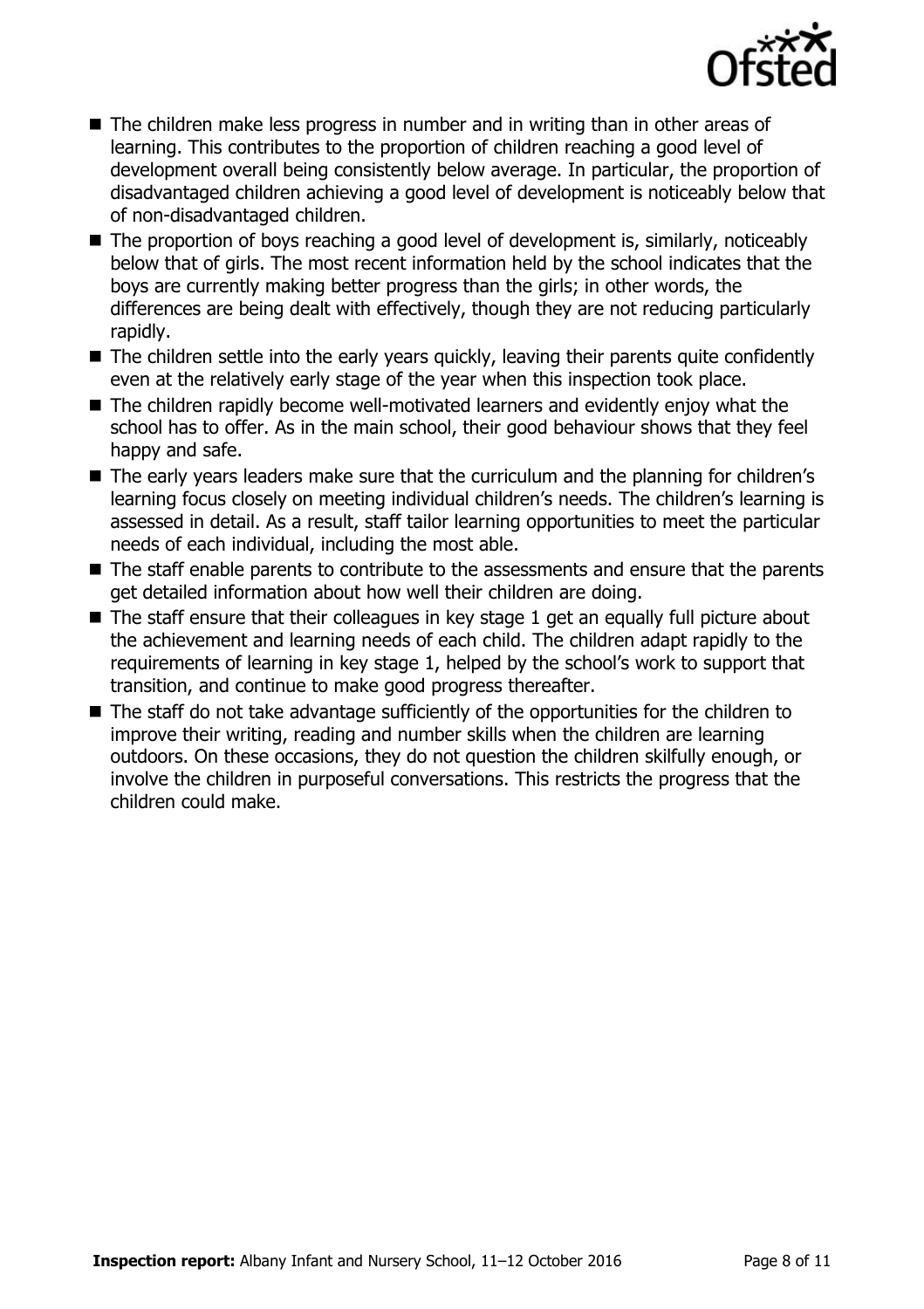- The children make less progress in number and in writing than in other areas of learning. This contributes to the proportion of children reaching a good level of development overall being consistently below average. In particular, the proportion of disadvantaged children achieving a good level of development is noticeably below that of non-disadvantaged children.
- The proportion of boys reaching a good level of development is, similarly, noticeably below that of girls. The most recent information held by the school indicates that the boys are currently making better progress than the girls; in other words, the differences are being dealt with effectively, though they are not reducing particularly rapidly.
- The children settle into the early years quickly, leaving their parents quite confidently even at the relatively early stage of the year when this inspection took place.
- The children rapidly become well-motivated learners and evidently enjoy what the school has to offer. As in the main school, their good behaviour shows that they feel happy and safe.
- The early years leaders make sure that the curriculum and the planning for children's learning focus closely on meeting individual children's needs. The children's learning is assessed in detail. As a result, staff tailor learning opportunities to meet the particular needs of each individual, including the most able.
- The staff enable parents to contribute to the assessments and ensure that the parents get detailed information about how well their children are doing.
- The staff ensure that their colleagues in key stage 1 get an equally full picture about the achievement and learning needs of each child. The children adapt rapidly to the requirements of learning in key stage 1, helped by the school's work to support that transition, and continue to make good progress thereafter.
- The staff do not take advantage sufficiently of the opportunities for the children to improve their writing, reading and number skills when the children are learning outdoors. On these occasions, they do not question the children skilfully enough, or involve the children in purposeful conversations. This restricts the progress that the children could make.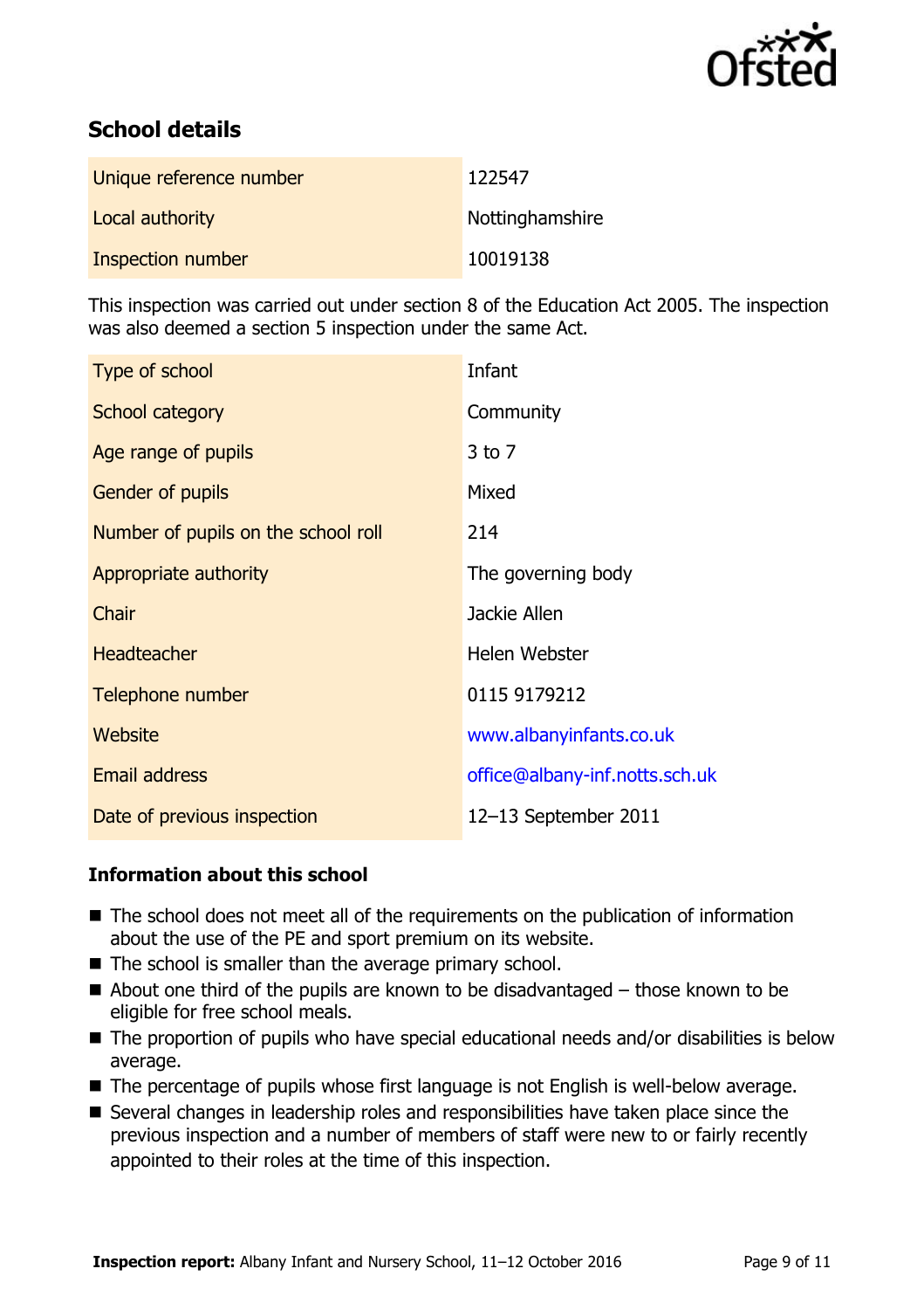## School details

| | |
|---|---|
| Unique reference number | 122547 |
| Local authority | Nottinghamshire |
| Inspection number | 10019138 |

This inspection was carried out under section 8 of the Education Act 2005. The inspection was also deemed a section 5 inspection under the same Act.

| | |
|---|---|
| Type of school | Infant |
| School category | Community |
| Age range of pupils | 3 to 7 |
| Gender of pupils | Mixed |
| Number of pupils on the school roll | 214 |
| Appropriate authority | The governing body |
| Chair | Jackie Allen |
| Headteacher | Helen Webster |
| Telephone number | 0115 9179212 |
| Website | www.albanyinfants.co.uk |
| Email address | office@albany-inf.notts.sch.uk |
| Date of previous inspection | 12–13 September 2011 |

### Information about this school

- The school does not meet all of the requirements on the publication of information about the use of the PE and sport premium on its website.
- The school is smaller than the average primary school.
- About one third of the pupils are known to be disadvantaged – those known to be eligible for free school meals.
- The proportion of pupils who have special educational needs and/or disabilities is below average.
- The percentage of pupils whose first language is not English is well-below average.
- Several changes in leadership roles and responsibilities have taken place since the previous inspection and a number of members of staff were new to or fairly recently appointed to their roles at the time of this inspection.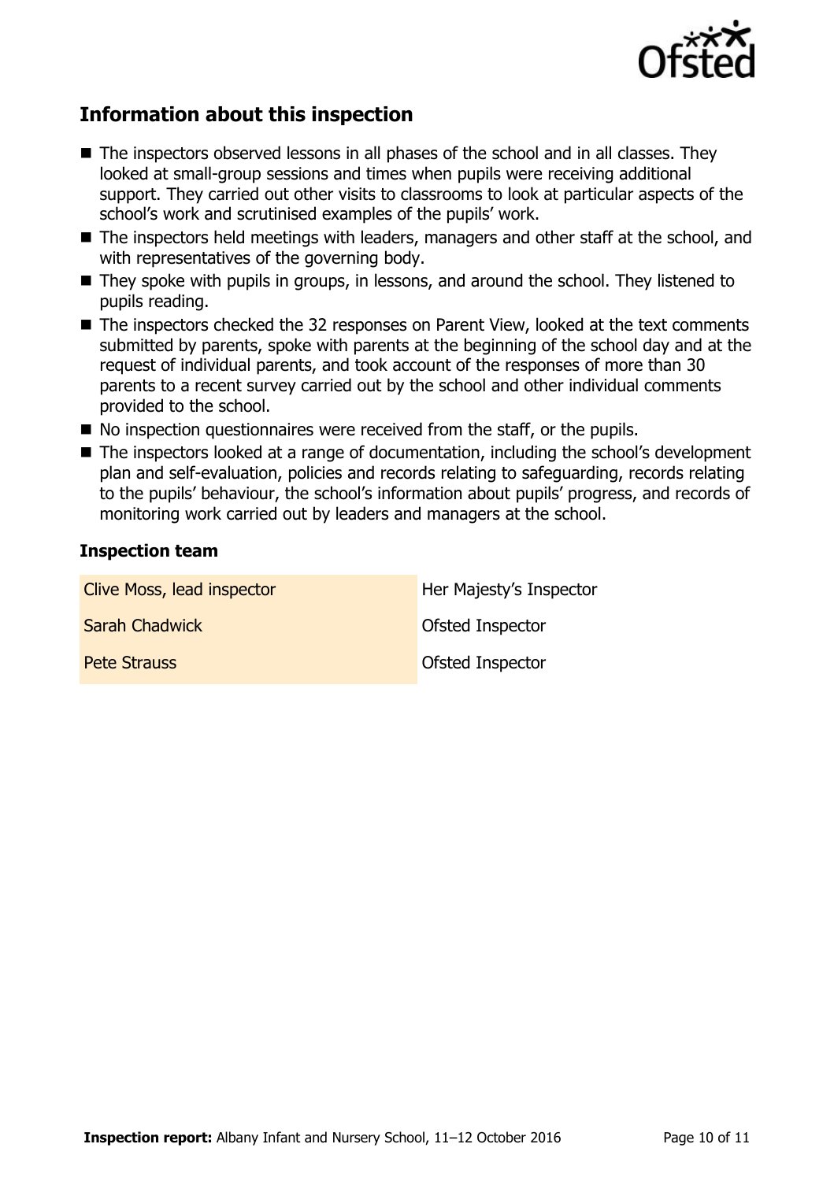## Information about this inspection

- The inspectors observed lessons in all phases of the school and in all classes. They looked at small-group sessions and times when pupils were receiving additional support. They carried out other visits to classrooms to look at particular aspects of the school's work and scrutinised examples of the pupils' work.
- The inspectors held meetings with leaders, managers and other staff at the school, and with representatives of the governing body.
- They spoke with pupils in groups, in lessons, and around the school. They listened to pupils reading.
- The inspectors checked the 32 responses on Parent View, looked at the text comments submitted by parents, spoke with parents at the beginning of the school day and at the request of individual parents, and took account of the responses of more than 30 parents to a recent survey carried out by the school and other individual comments provided to the school.
- No inspection questionnaires were received from the staff, or the pupils.
- The inspectors looked at a range of documentation, including the school's development plan and self-evaluation, policies and records relating to safeguarding, records relating to the pupils' behaviour, the school's information about pupils' progress, and records of monitoring work carried out by leaders and managers at the school.

### Inspection team

| | |
|---|---|
| Clive Moss, lead inspector | Her Majesty's Inspector |
| Sarah Chadwick | Ofsted Inspector |
| Pete Strauss | Ofsted Inspector |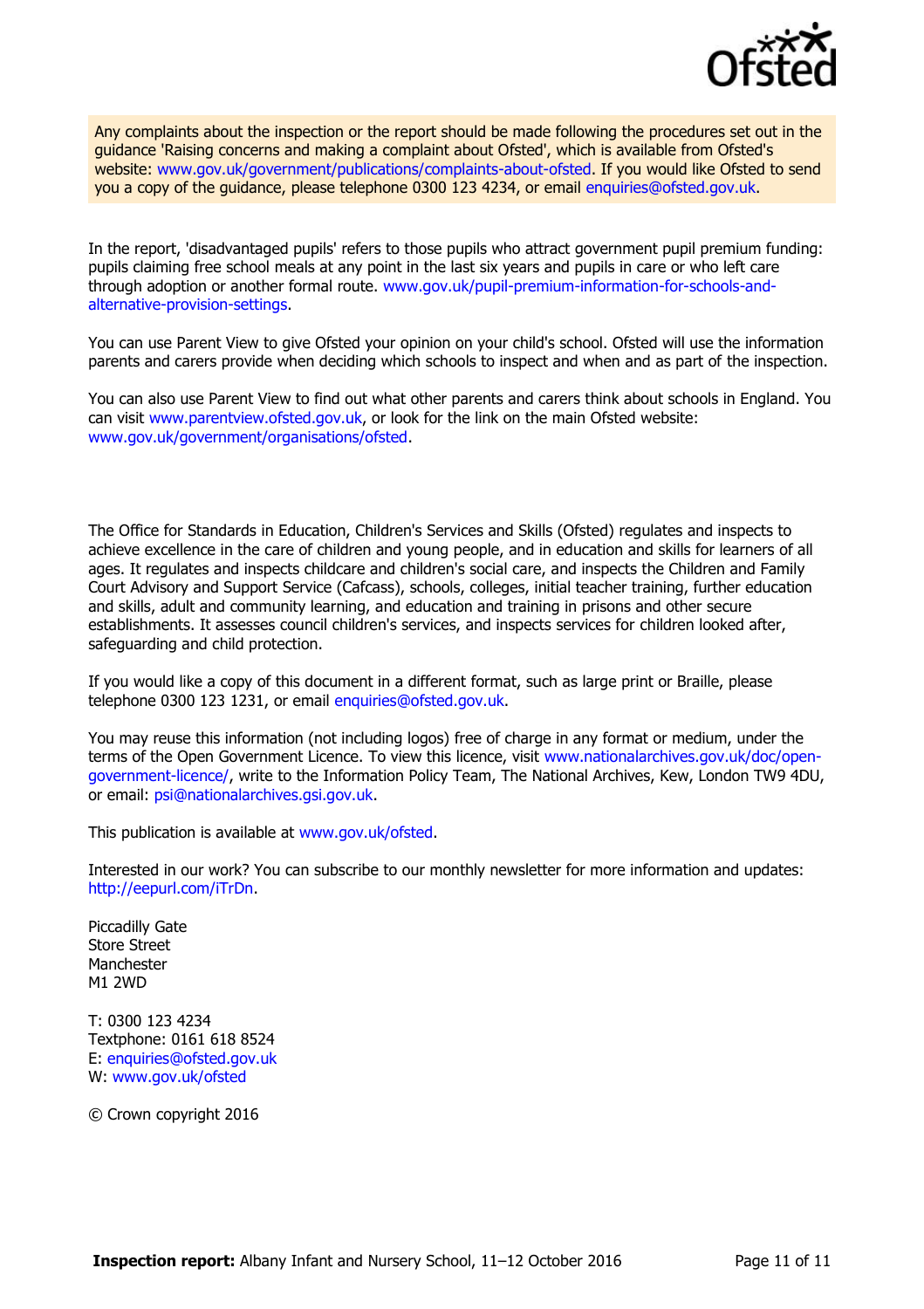Any complaints about the inspection or the report should be made following the procedures set out in the guidance 'Raising concerns and making a complaint about Ofsted', which is available from Ofsted's website: www.gov.uk/government/publications/complaints-about-ofsted. If you would like Ofsted to send you a copy of the guidance, please telephone 0300 123 4234, or email enquiries@ofsted.gov.uk.

In the report, 'disadvantaged pupils' refers to those pupils who attract government pupil premium funding: pupils claiming free school meals at any point in the last six years and pupils in care or who left care through adoption or another formal route. www.gov.uk/pupil-premium-information-for-schools-and-alternative-provision-settings.

You can use Parent View to give Ofsted your opinion on your child's school. Ofsted will use the information parents and carers provide when deciding which schools to inspect and when and as part of the inspection.

You can also use Parent View to find out what other parents and carers think about schools in England. You can visit www.parentview.ofsted.gov.uk, or look for the link on the main Ofsted website: www.gov.uk/government/organisations/ofsted.

The Office for Standards in Education, Children's Services and Skills (Ofsted) regulates and inspects to achieve excellence in the care of children and young people, and in education and skills for learners of all ages. It regulates and inspects childcare and children's social care, and inspects the Children and Family Court Advisory and Support Service (Cafcass), schools, colleges, initial teacher training, further education and skills, adult and community learning, and education and training in prisons and other secure establishments. It assesses council children's services, and inspects services for children looked after, safeguarding and child protection.

If you would like a copy of this document in a different format, such as large print or Braille, please telephone 0300 123 1231, or email enquiries@ofsted.gov.uk.

You may reuse this information (not including logos) free of charge in any format or medium, under the terms of the Open Government Licence. To view this licence, visit www.nationalarchives.gov.uk/doc/open-government-licence/, write to the Information Policy Team, The National Archives, Kew, London TW9 4DU, or email: psi@nationalarchives.gsi.gov.uk.

This publication is available at www.gov.uk/ofsted.

Interested in our work? You can subscribe to our monthly newsletter for more information and updates: http://eepurl.com/iTrDn.

Piccadilly Gate
Store Street
Manchester
M1 2WD

T: 0300 123 4234
Textphone: 0161 618 8524
E: enquiries@ofsted.gov.uk
W: www.gov.uk/ofsted

© Crown copyright 2016